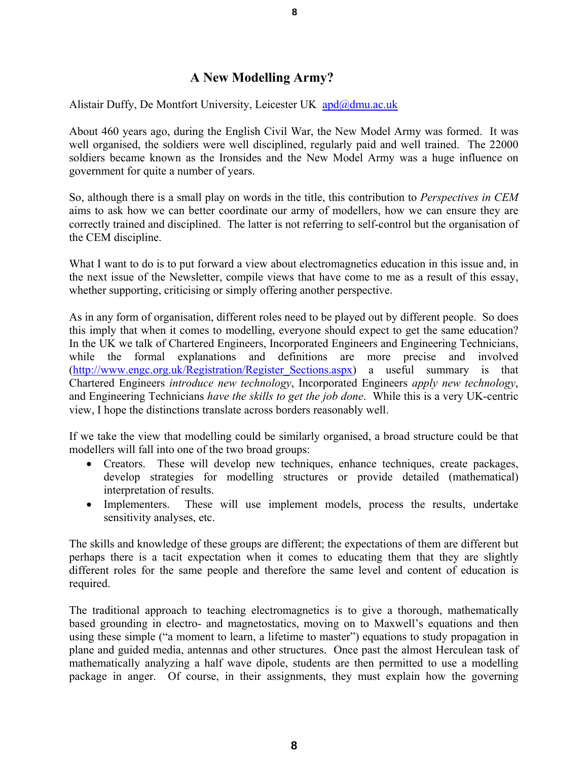# A New Modelling Army?

Alistair Duffy, De Montfort University, Leicester UK apd@dmu.ac.uk

About 460 years ago, during the English Civil War, the New Model Army was formed. It was well organised, the soldiers were well disciplined, regularly paid and well trained. The 22000 soldiers became known as the Ironsides and the New Model Army was a huge influence on government for quite a number of years.

So, although there is a small play on words in the title, this contribution to *Perspectives in CEM* aims to ask how we can better coordinate our army of modellers, how we can ensure they are correctly trained and disciplined. The latter is not referring to self-control but the organisation of the CEM discipline.

What I want to do is to put forward a view about electromagnetics education in this issue and, in the next issue of the Newsletter, compile views that have come to me as a result of this essay, whether supporting, criticising or simply offering another perspective.

As in any form of organisation, different roles need to be played out by different people. So does this imply that when it comes to modelling, everyone should expect to get the same education? In the UK we talk of Chartered Engineers, Incorporated Engineers and Engineering Technicians, while the formal explanations and definitions are more precise and involved (http://www.engc.org.uk/Registration/Register_Sections.aspx) a useful summary is that Chartered Engineers *introduce new technology*, Incorporated Engineers *apply new technology*, and Engineering Technicians *have the skills to get the job done*. While this is a very UK-centric view, I hope the distinctions translate across borders reasonably well.

If we take the view that modelling could be similarly organised, a broad structure could be that modellers will fall into one of the two broad groups:

- Creators. These will develop new techniques, enhance techniques, create packages, develop strategies for modelling structures or provide detailed (mathematical) interpretation of results.
- Implementers. These will use implement models, process the results, undertake sensitivity analyses, etc.

The skills and knowledge of these groups are different; the expectations of them are different but perhaps there is a tacit expectation when it comes to educating them that they are slightly different roles for the same people and therefore the same level and content of education is required.

The traditional approach to teaching electromagnetics is to give a thorough, mathematically based grounding in electro- and magnetostatics, moving on to Maxwell's equations and then using these simple ("a moment to learn, a lifetime to master") equations to study propagation in plane and guided media, antennas and other structures. Once past the almost Herculean task of mathematically analyzing a half wave dipole, students are then permitted to use a modelling package in anger. Of course, in their assignments, they must explain how the governing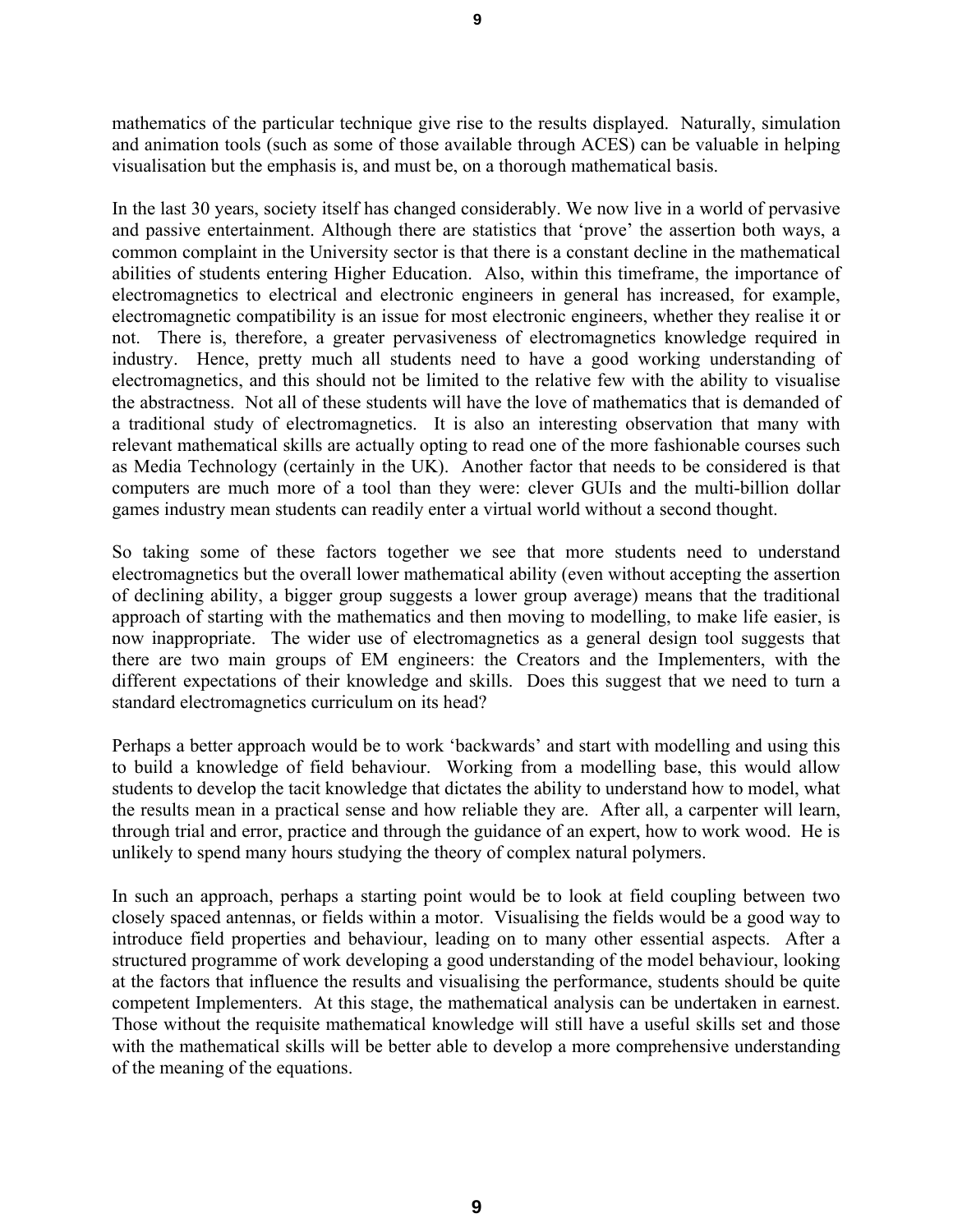mathematics of the particular technique give rise to the results displayed. Naturally, simulation and animation tools (such as some of those available through ACES) can be valuable in helping visualisation but the emphasis is, and must be, on a thorough mathematical basis.

In the last 30 years, society itself has changed considerably. We now live in a world of pervasive and passive entertainment. Although there are statistics that 'prove' the assertion both ways, a common complaint in the University sector is that there is a constant decline in the mathematical abilities of students entering Higher Education. Also, within this timeframe, the importance of electromagnetics to electrical and electronic engineers in general has increased, for example, electromagnetic compatibility is an issue for most electronic engineers, whether they realise it or not. There is, therefore, a greater pervasiveness of electromagnetics knowledge required in industry. Hence, pretty much all students need to have a good working understanding of electromagnetics, and this should not be limited to the relative few with the ability to visualise the abstractness. Not all of these students will have the love of mathematics that is demanded of a traditional study of electromagnetics. It is also an interesting observation that many with relevant mathematical skills are actually opting to read one of the more fashionable courses such as Media Technology (certainly in the UK). Another factor that needs to be considered is that computers are much more of a tool than they were: clever GUIs and the multi-billion dollar games industry mean students can readily enter a virtual world without a second thought.

So taking some of these factors together we see that more students need to understand electromagnetics but the overall lower mathematical ability (even without accepting the assertion of declining ability, a bigger group suggests a lower group average) means that the traditional approach of starting with the mathematics and then moving to modelling, to make life easier, is now inappropriate. The wider use of electromagnetics as a general design tool suggests that there are two main groups of EM engineers: the Creators and the Implementers, with the different expectations of their knowledge and skills. Does this suggest that we need to turn a standard electromagnetics curriculum on its head?

Perhaps a better approach would be to work 'backwards' and start with modelling and using this to build a knowledge of field behaviour. Working from a modelling base, this would allow students to develop the tacit knowledge that dictates the ability to understand how to model, what the results mean in a practical sense and how reliable they are. After all, a carpenter will learn, through trial and error, practice and through the guidance of an expert, how to work wood. He is unlikely to spend many hours studying the theory of complex natural polymers.

In such an approach, perhaps a starting point would be to look at field coupling between two closely spaced antennas, or fields within a motor. Visualising the fields would be a good way to introduce field properties and behaviour, leading on to many other essential aspects. After a structured programme of work developing a good understanding of the model behaviour, looking at the factors that influence the results and visualising the performance, students should be quite competent Implementers. At this stage, the mathematical analysis can be undertaken in earnest. Those without the requisite mathematical knowledge will still have a useful skills set and those with the mathematical skills will be better able to develop a more comprehensive understanding of the meaning of the equations.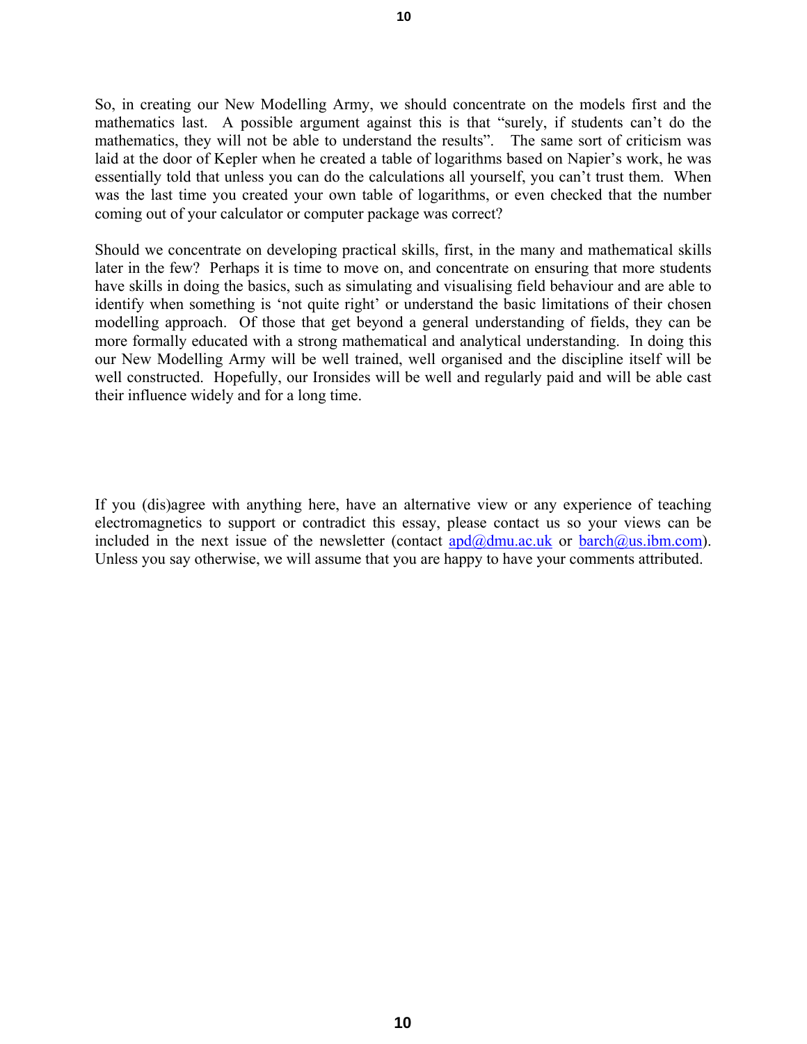So, in creating our New Modelling Army, we should concentrate on the models first and the mathematics last. A possible argument against this is that "surely, if students can't do the mathematics, they will not be able to understand the results". The same sort of criticism was laid at the door of Kepler when he created a table of logarithms based on Napier's work, he was essentially told that unless you can do the calculations all yourself, you can't trust them. When was the last time you created your own table of logarithms, or even checked that the number coming out of your calculator or computer package was correct?

Should we concentrate on developing practical skills, first, in the many and mathematical skills later in the few? Perhaps it is time to move on, and concentrate on ensuring that more students have skills in doing the basics, such as simulating and visualising field behaviour and are able to identify when something is 'not quite right' or understand the basic limitations of their chosen modelling approach. Of those that get beyond a general understanding of fields, they can be more formally educated with a strong mathematical and analytical understanding. In doing this our New Modelling Army will be well trained, well organised and the discipline itself will be well constructed. Hopefully, our Ironsides will be well and regularly paid and will be able cast their influence widely and for a long time.

If you (dis)agree with anything here, have an alternative view or any experience of teaching electromagnetics to support or contradict this essay, please contact us so your views can be included in the next issue of the newsletter (contact apd@dmu.ac.uk or barch@us.ibm.com). Unless you say otherwise, we will assume that you are happy to have your comments attributed.